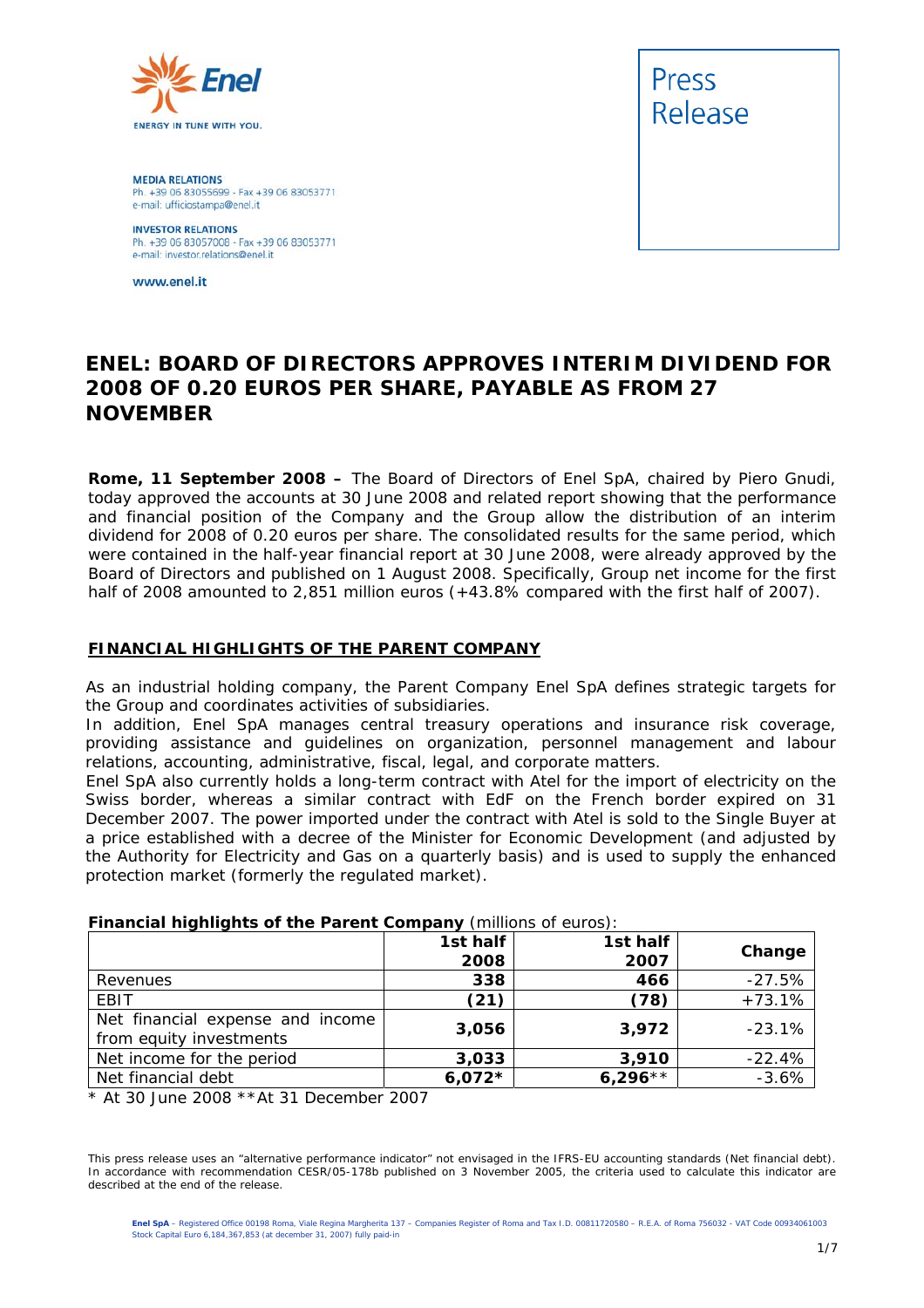**Enel** ENERGY IN TUNE WITH YOU.

**MEDIA RELATIONS**
Ph. +39 06 83055699 - Fax +39 06 83053771
e-mail: ufficiostampa@enel.it

**INVESTOR RELATIONS**
Ph. +39 06 83057008 - Fax +39 06 83053771
e-mail: investor.relations@enel.it

www.enel.it

Press Release

# ENEL: BOARD OF DIRECTORS APPROVES INTERIM DIVIDEND FOR 2008 OF 0.20 EUROS PER SHARE, PAYABLE AS FROM 27 NOVEMBER

**Rome, 11 September 2008 –** The Board of Directors of Enel SpA, chaired by Piero Gnudi, today approved the accounts at 30 June 2008 and related report showing that the performance and financial position of the Company and the Group allow the distribution of an interim dividend for 2008 of 0.20 euros per share. The consolidated results for the same period, which were contained in the half-year financial report at 30 June 2008, were already approved by the Board of Directors and published on 1 August 2008. Specifically, Group net income for the first half of 2008 amounted to 2,851 million euros (+43.8% compared with the first half of 2007).

## FINANCIAL HIGHLIGHTS OF THE PARENT COMPANY

As an industrial holding company, the Parent Company Enel SpA defines strategic targets for the Group and coordinates activities of subsidiaries.
In addition, Enel SpA manages central treasury operations and insurance risk coverage, providing assistance and guidelines on organization, personnel management and labour relations, accounting, administrative, fiscal, legal, and corporate matters.
Enel SpA also currently holds a long-term contract with Atel for the import of electricity on the Swiss border, whereas a similar contract with EdF on the French border expired on 31 December 2007. The power imported under the contract with Atel is sold to the Single Buyer at a price established with a decree of the Minister for Economic Development (and adjusted by the Authority for Electricity and Gas on a quarterly basis) and is used to supply the enhanced protection market (formerly the regulated market).

**Financial highlights of the Parent Company** (millions of euros):

| | 1st half 2008 | 1st half 2007 | Change |
|---|---|---|---|
| Revenues | **338** | **466** | -27.5% |
| EBIT | **(21)** | **(78)** | +73.1% |
| Net financial expense and income from equity investments | **3,056** | **3,972** | -23.1% |
| Net income for the period | **3,033** | **3,910** | -22.4% |
| Net financial debt | **6,072*** | **6,296**** | -3.6% |

\* At 30 June 2008 **At 31 December 2007

This press release uses an "alternative performance indicator" not envisaged in the IFRS-EU accounting standards (Net financial debt). In accordance with recommendation CESR/05-178b published on 3 November 2005, the criteria used to calculate this indicator are described at the end of the release.

**Enel SpA** – Registered Office 00198 Roma, Viale Regina Margherita 137 – Companies Register of Roma and Tax I.D. 00811720580 – R.E.A. of Roma 756032 - VAT Code 00934061003
Stock Capital Euro 6,184,367,853 (at december 31, 2007) fully paid-in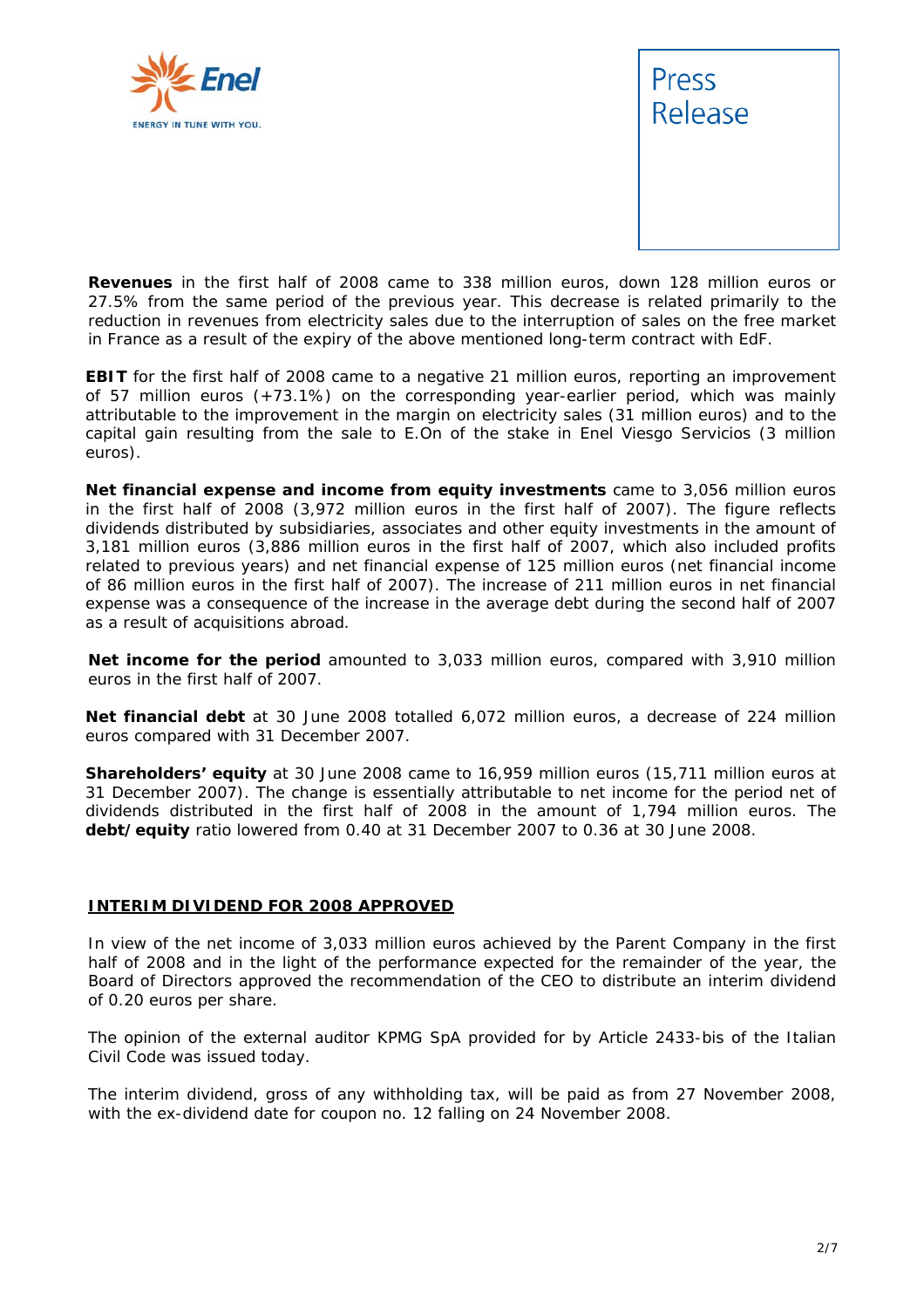**Revenues** in the first half of 2008 came to 338 million euros, down 128 million euros or 27.5% from the same period of the previous year. This decrease is related primarily to the reduction in revenues from electricity sales due to the interruption of sales on the free market in France as a result of the expiry of the above mentioned long-term contract with EdF.

**EBIT** for the first half of 2008 came to a negative 21 million euros, reporting an improvement of 57 million euros (+73.1%) on the corresponding year-earlier period, which was mainly attributable to the improvement in the margin on electricity sales (31 million euros) and to the capital gain resulting from the sale to E.On of the stake in Enel Viesgo Servicios (3 million euros).

**Net financial expense and income from equity investments** came to 3,056 million euros in the first half of 2008 (3,972 million euros in the first half of 2007). The figure reflects dividends distributed by subsidiaries, associates and other equity investments in the amount of 3,181 million euros (3,886 million euros in the first half of 2007, which also included profits related to previous years) and net financial expense of 125 million euros (net financial income of 86 million euros in the first half of 2007). The increase of 211 million euros in net financial expense was a consequence of the increase in the average debt during the second half of 2007 as a result of acquisitions abroad.

**Net income for the period** amounted to 3,033 million euros, compared with 3,910 million euros in the first half of 2007.

**Net financial debt** at 30 June 2008 totalled 6,072 million euros, a decrease of 224 million euros compared with 31 December 2007.

**Shareholders' equity** at 30 June 2008 came to 16,959 million euros (15,711 million euros at 31 December 2007). The change is essentially attributable to net income for the period net of dividends distributed in the first half of 2008 in the amount of 1,794 million euros. The **debt/equity** ratio lowered from 0.40 at 31 December 2007 to 0.36 at 30 June 2008.

## INTERIM DIVIDEND FOR 2008 APPROVED

In view of the net income of 3,033 million euros achieved by the Parent Company in the first half of 2008 and in the light of the performance expected for the remainder of the year, the Board of Directors approved the recommendation of the CEO to distribute an interim dividend of 0.20 euros per share.

The opinion of the external auditor KPMG SpA provided for by Article 2433-bis of the Italian Civil Code was issued today.

The interim dividend, gross of any withholding tax, will be paid as from 27 November 2008, with the ex-dividend date for coupon no. 12 falling on 24 November 2008.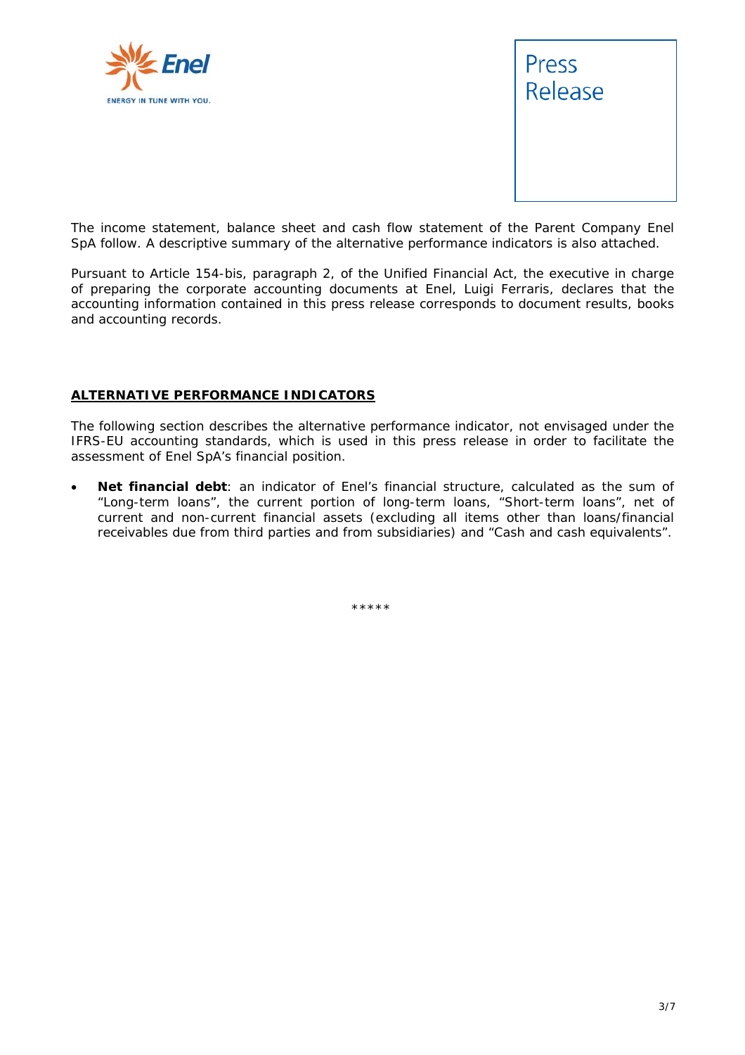The income statement, balance sheet and cash flow statement of the Parent Company Enel SpA follow. A descriptive summary of the alternative performance indicators is also attached.

Pursuant to Article 154-bis, paragraph 2, of the Unified Financial Act, the executive in charge of preparing the corporate accounting documents at Enel, Luigi Ferraris, declares that the accounting information contained in this press release corresponds to document results, books and accounting records.

## ALTERNATIVE PERFORMANCE INDICATORS

The following section describes the alternative performance indicator, not envisaged under the IFRS-EU accounting standards, which is used in this press release in order to facilitate the assessment of Enel SpA's financial position.

- **Net financial debt**: an indicator of Enel's financial structure, calculated as the sum of "Long-term loans", the current portion of long-term loans, "Short-term loans", net of current and non-current financial assets (excluding all items other than loans/financial receivables due from third parties and from subsidiaries) and "Cash and cash equivalents".

*****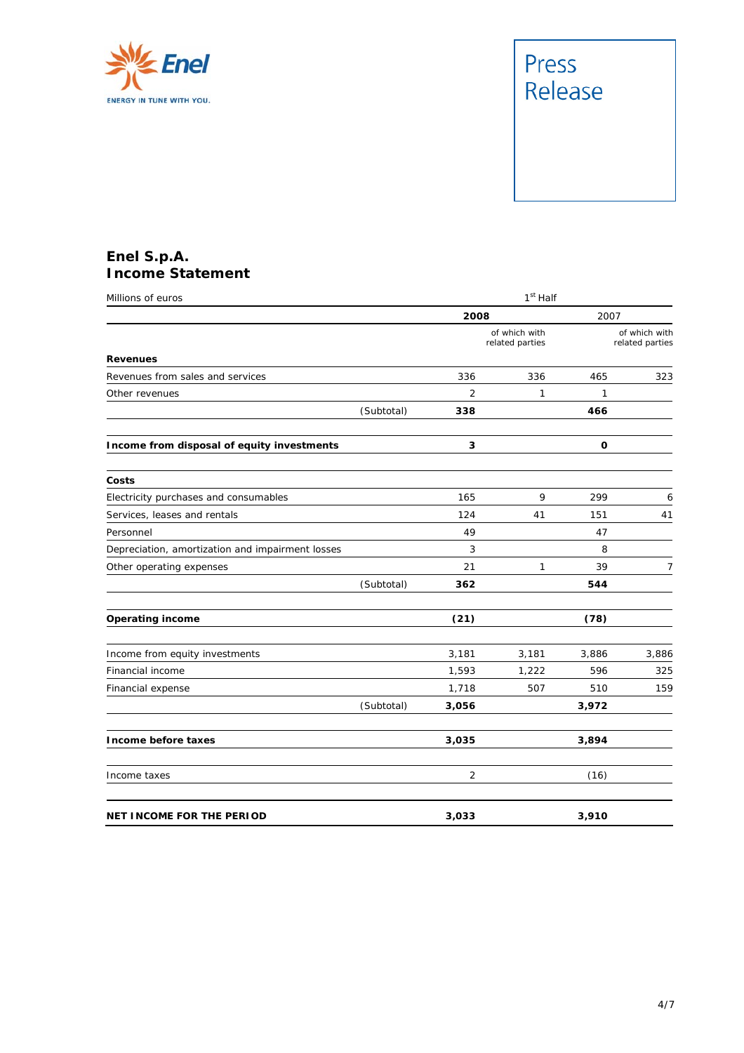Press Release

## Enel S.p.A.
## Income Statement

| Millions of euros | | 1st Half | | | |
|---|---|---|---|---|---|
| | | **2008** | | 2007 | |
| | | | of which with related parties | | of which with related parties |
| **Revenues** | | | | | |
| Revenues from sales and services | | 336 | 336 | 465 | 323 |
| Other revenues | | 2 | 1 | 1 | |
| | (Subtotal) | **338** | | **466** | |
| **Income from disposal of equity investments** | | **3** | | **0** | |
| **Costs** | | | | | |
| Electricity purchases and consumables | | 165 | 9 | 299 | 6 |
| Services, leases and rentals | | 124 | 41 | 151 | 41 |
| Personnel | | 49 | | 47 | |
| Depreciation, amortization and impairment losses | | 3 | | 8 | |
| Other operating expenses | | 21 | 1 | 39 | 7 |
| | (Subtotal) | **362** | | **544** | |
| **Operating income** | | **(21)** | | **(78)** | |
| Income from equity investments | | 3,181 | 3,181 | 3,886 | 3,886 |
| Financial income | | 1,593 | 1,222 | 596 | 325 |
| Financial expense | | 1,718 | 507 | 510 | 159 |
| | (Subtotal) | **3,056** | | **3,972** | |
| **Income before taxes** | | **3,035** | | **3,894** | |
| Income taxes | | 2 | | (16) | |
| **NET INCOME FOR THE PERIOD** | | **3,033** | | **3,910** | |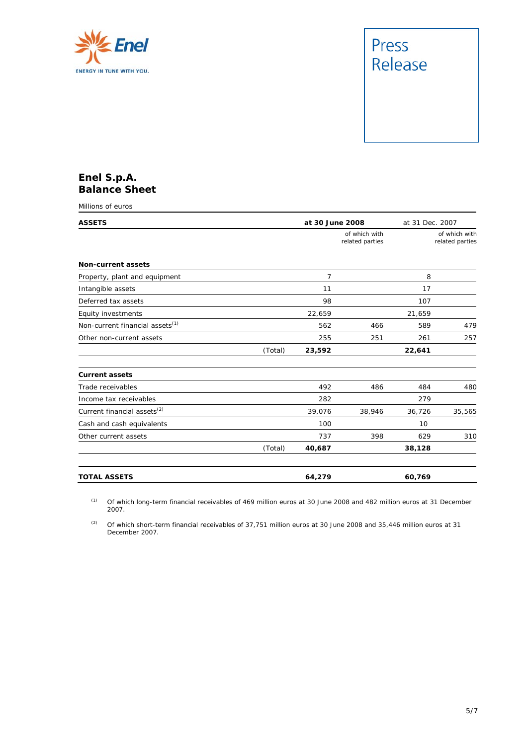Press Release

## Enel S.p.A.
## Balance Sheet

Millions of euros

| ASSETS | | at 30 June 2008 | of which with related parties | at 31 Dec. 2007 | of which with related parties |
|---|---|---|---|---|---|
| **Non-current assets** | | | | | |
| Property, plant and equipment | | 7 | | 8 | |
| Intangible assets | | 11 | | 17 | |
| Deferred tax assets | | 98 | | 107 | |
| Equity investments | | 22,659 | | 21,659 | |
| Non-current financial assets[1] | | 562 | 466 | 589 | 479 |
| Other non-current assets | | 255 | 251 | 261 | 257 |
| | (Total) | **23,592** | | **22,641** | |
| **Current assets** | | | | | |
| Trade receivables | | 492 | 486 | 484 | 480 |
| Income tax receivables | | 282 | | 279 | |
| Current financial assets[2] | | 39,076 | 38,946 | 36,726 | 35,565 |
| Cash and cash equivalents | | 100 | | 10 | |
| Other current assets | | 737 | 398 | 629 | 310 |
| | (Total) | **40,687** | | **38,128** | |
| **TOTAL ASSETS** | | **64,279** | | **60,769** | |

[1] Of which long-term financial receivables of 469 million euros at 30 June 2008 and 482 million euros at 31 December 2007.

[2] Of which short-term financial receivables of 37,751 million euros at 30 June 2008 and 35,446 million euros at 31 December 2007.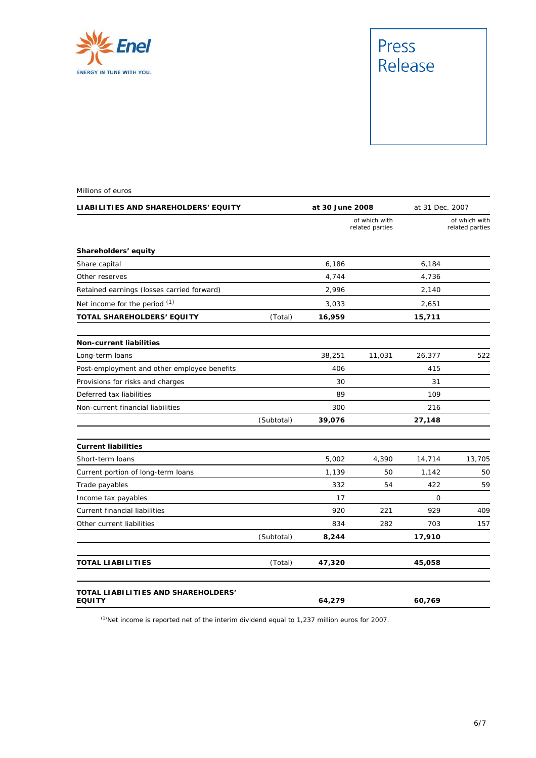Millions of euros

| LIABILITIES AND SHAREHOLDERS' EQUITY | | at 30 June 2008 | | at 31 Dec. 2007 | |
|---|---|---|---|---|---|
| | | | of which with related parties | | of which with related parties |
| **Shareholders' equity** | | | | | |
| Share capital | | 6,186 | | 6,184 | |
| Other reserves | | 4,744 | | 4,736 | |
| Retained earnings (losses carried forward) | | 2,996 | | 2,140 | |
| Net income for the period [1] | | 3,033 | | 2,651 | |
| **TOTAL SHAREHOLDERS' EQUITY** | (Total) | **16,959** | | **15,711** | |
| **Non-current liabilities** | | | | | |
| Long-term loans | | 38,251 | 11,031 | 26,377 | 522 |
| Post-employment and other employee benefits | | 406 | | 415 | |
| Provisions for risks and charges | | 30 | | 31 | |
| Deferred tax liabilities | | 89 | | 109 | |
| Non-current financial liabilities | | 300 | | 216 | |
| | (Subtotal) | **39,076** | | **27,148** | |
| **Current liabilities** | | | | | |
| Short-term loans | | 5,002 | 4,390 | 14,714 | 13,705 |
| Current portion of long-term loans | | 1,139 | 50 | 1,142 | 50 |
| Trade payables | | 332 | 54 | 422 | 59 |
| Income tax payables | | 17 | | 0 | |
| Current financial liabilities | | 920 | 221 | 929 | 409 |
| Other current liabilities | | 834 | 282 | 703 | 157 |
| | (Subtotal) | **8,244** | | **17,910** | |
| **TOTAL LIABILITIES** | (Total) | **47,320** | | **45,058** | |
| **TOTAL LIABILITIES AND SHAREHOLDERS' EQUITY** | | **64,279** | | **60,769** | |

[1] Net income is reported net of the interim dividend equal to 1,237 million euros for 2007.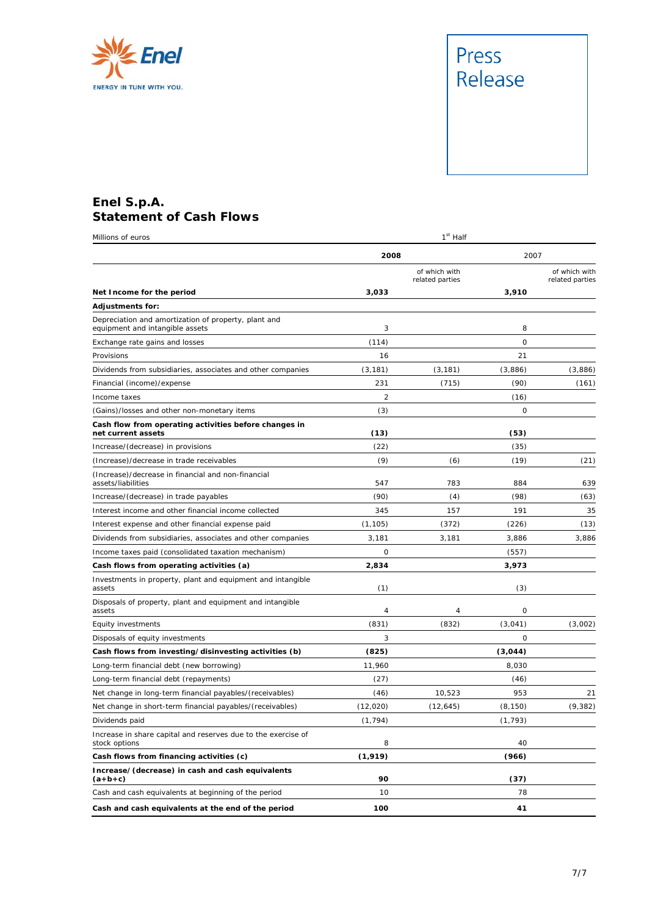Press Release

## Enel S.p.A.
## Statement of Cash Flows

| Millions of euros | 1st Half | | | |
|---|---|---|---|---|
| | **2008** | | 2007 | |
| | | of which with related parties | | of which with related parties |
| **Net Income for the period** | **3,033** | | **3,910** | |
| **Adjustments for:** | | | | |
| Depreciation and amortization of property, plant and equipment and intangible assets | 3 | | 8 | |
| Exchange rate gains and losses | (114) | | 0 | |
| Provisions | 16 | | 21 | |
| Dividends from subsidiaries, associates and other companies | (3,181) | (3,181) | (3,886) | (3,886) |
| Financial (income)/expense | 231 | (715) | (90) | (161) |
| Income taxes | 2 | | (16) | |
| (Gains)/losses and other non-monetary items | (3) | | 0 | |
| **Cash flow from operating activities before changes in net current assets** | **(13)** | | **(53)** | |
| Increase/(decrease) in provisions | (22) | | (35) | |
| (Increase)/decrease in trade receivables | (9) | (6) | (19) | (21) |
| (Increase)/decrease in financial and non-financial assets/liabilities | 547 | 783 | 884 | 639 |
| Increase/(decrease) in trade payables | (90) | (4) | (98) | (63) |
| Interest income and other financial income collected | 345 | 157 | 191 | 35 |
| Interest expense and other financial expense paid | (1,105) | (372) | (226) | (13) |
| Dividends from subsidiaries, associates and other companies | 3,181 | 3,181 | 3,886 | 3,886 |
| Income taxes paid (consolidated taxation mechanism) | 0 | | (557) | |
| **Cash flows from operating activities (a)** | **2,834** | | **3,973** | |
| Investments in property, plant and equipment and intangible assets | (1) | | (3) | |
| Disposals of property, plant and equipment and intangible assets | 4 | 4 | 0 | |
| Equity investments | (831) | (832) | (3,041) | (3,002) |
| Disposals of equity investments | 3 | | 0 | |
| **Cash flows from investing/disinvesting activities (b)** | **(825)** | | **(3,044)** | |
| Long-term financial debt (new borrowing) | 11,960 | | 8,030 | |
| Long-term financial debt (repayments) | (27) | | (46) | |
| Net change in long-term financial payables/(receivables) | (46) | 10,523 | 953 | 21 |
| Net change in short-term financial payables/(receivables) | (12,020) | (12,645) | (8,150) | (9,382) |
| Dividends paid | (1,794) | | (1,793) | |
| Increase in share capital and reserves due to the exercise of stock options | 8 | | 40 | |
| **Cash flows from financing activities (c)** | **(1,919)** | | **(966)** | |
| **Increase/(decrease) in cash and cash equivalents (a+b+c)** | **90** | | **(37)** | |
| Cash and cash equivalents at beginning of the period | 10 | | 78 | |
| **Cash and cash equivalents at the end of the period** | **100** | | **41** | |